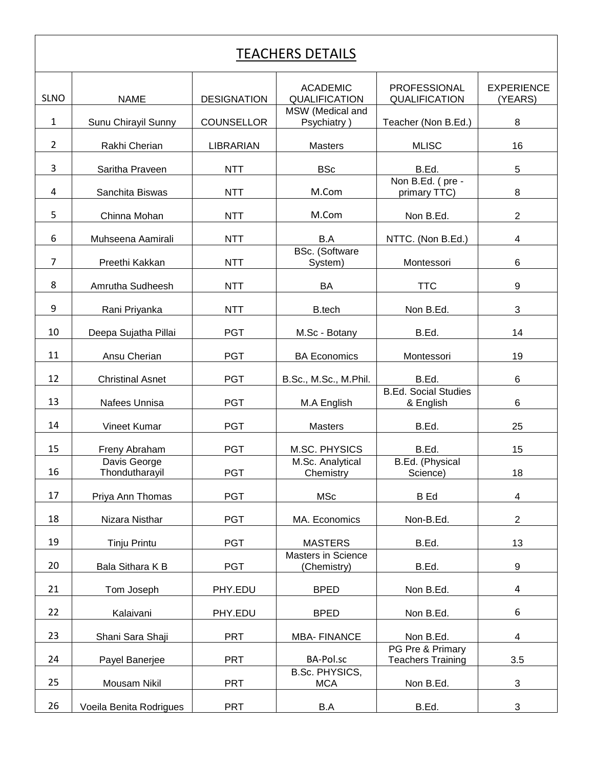# TEACHERS DETAILS

| SLNO | NAME | DESIGNATION | ACADEMIC QUALIFICATION | PROFESSIONAL QUALIFICATION | EXPERIENCE (YEARS) |
|---|---|---|---|---|---|
| 1 | Sunu Chirayil Sunny | COUNSELLOR | MSW (Medical and Psychiatry ) | Teacher (Non B.Ed.) | 8 |
| 2 | Rakhi Cherian | LIBRARIAN | Masters | MLISC | 16 |
| 3 | Saritha Praveen | NTT | BSc | B.Ed. | 5 |
| 4 | Sanchita Biswas | NTT | M.Com | Non B.Ed. ( pre - primary TTC) | 8 |
| 5 | Chinna Mohan | NTT | M.Com | Non B.Ed. | 2 |
| 6 | Muhseena Aamirali | NTT | B.A | NTTC. (Non B.Ed.) | 4 |
| 7 | Preethi Kakkan | NTT | BSc. (Software System) | Montessori | 6 |
| 8 | Amrutha Sudheesh | NTT | BA | TTC | 9 |
| 9 | Rani Priyanka | NTT | B.tech | Non B.Ed. | 3 |
| 10 | Deepa Sujatha Pillai | PGT | M.Sc - Botany | B.Ed. | 14 |
| 11 | Ansu Cherian | PGT | BA Economics | Montessori | 19 |
| 12 | Christinal Asnet | PGT | B.Sc., M.Sc., M.Phil. | B.Ed. | 6 |
| 13 | Nafees Unnisa | PGT | M.A English | B.Ed. Social Studies & English | 6 |
| 14 | Vineet Kumar | PGT | Masters | B.Ed. | 25 |
| 15 | Freny Abraham | PGT | M.SC. PHYSICS | B.Ed. | 15 |
| 16 | Davis George Thondutharayil | PGT | M.Sc. Analytical Chemistry | B.Ed. (Physical Science) | 18 |
| 17 | Priya Ann Thomas | PGT | MSc | B Ed | 4 |
| 18 | Nizara Nisthar | PGT | MA. Economics | Non-B.Ed. | 2 |
| 19 | Tinju Printu | PGT | MASTERS | B.Ed. | 13 |
| 20 | Bala Sithara K B | PGT | Masters in Science (Chemistry) | B.Ed. | 9 |
| 21 | Tom Joseph | PHY.EDU | BPED | Non B.Ed. | 4 |
| 22 | Kalaivani | PHY.EDU | BPED | Non B.Ed. | 6 |
| 23 | Shani Sara Shaji | PRT | MBA- FINANCE | Non B.Ed. | 4 |
| 24 | Payel Banerjee | PRT | BA-Pol.sc | PG Pre & Primary Teachers Training | 3.5 |
| 25 | Mousam Nikil | PRT | B.Sc. PHYSICS, MCA | Non B.Ed. | 3 |
| 26 | Voeila Benita Rodrigues | PRT | B.A | B.Ed. | 3 |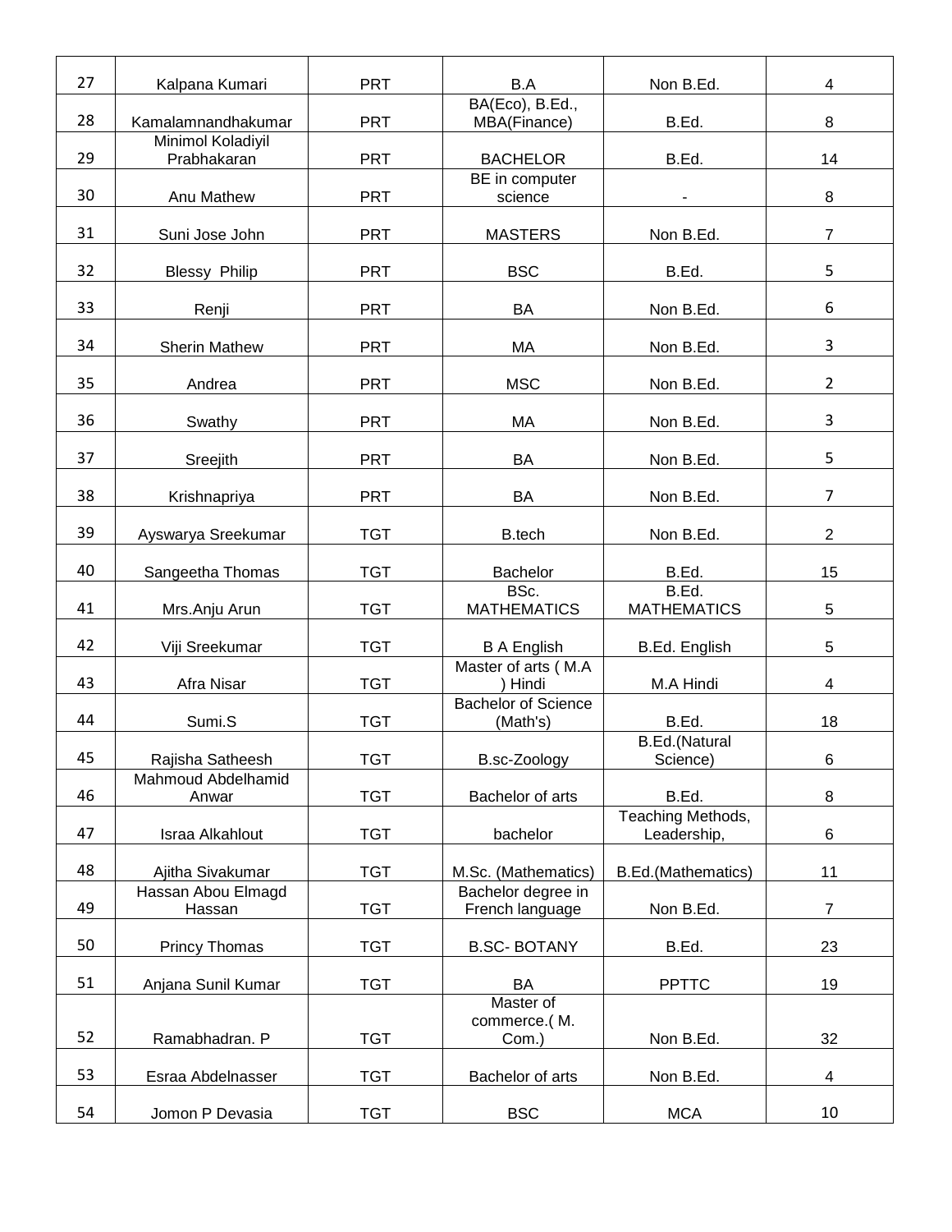| | | | | | |
|---|---|---|---|---|---|
| 27 | Kalpana Kumari | PRT | B.A | Non B.Ed. | 4 |
| 28 | Kamalamnandhakumar | PRT | BA(Eco), B.Ed., MBA(Finance) | B.Ed. | 8 |
| 29 | Minimol Koladiyil Prabhakaran | PRT | BACHELOR | B.Ed. | 14 |
| 30 | Anu Mathew | PRT | BE in computer science | - | 8 |
| 31 | Suni Jose John | PRT | MASTERS | Non B.Ed. | 7 |
| 32 | Blessy Philip | PRT | BSC | B.Ed. | 5 |
| 33 | Renji | PRT | BA | Non B.Ed. | 6 |
| 34 | Sherin Mathew | PRT | MA | Non B.Ed. | 3 |
| 35 | Andrea | PRT | MSC | Non B.Ed. | 2 |
| 36 | Swathy | PRT | MA | Non B.Ed. | 3 |
| 37 | Sreejith | PRT | BA | Non B.Ed. | 5 |
| 38 | Krishnapriya | PRT | BA | Non B.Ed. | 7 |
| 39 | Ayswarya Sreekumar | TGT | B.tech | Non B.Ed. | 2 |
| 40 | Sangeetha Thomas | TGT | Bachelor | B.Ed. | 15 |
| 41 | Mrs.Anju Arun | TGT | BSc. MATHEMATICS | B.Ed. MATHEMATICS | 5 |
| 42 | Viji Sreekumar | TGT | B A English | B.Ed. English | 5 |
| 43 | Afra Nisar | TGT | Master of arts ( M.A ) Hindi | M.A Hindi | 4 |
| 44 | Sumi.S | TGT | Bachelor of Science (Math's) | B.Ed. | 18 |
| 45 | Rajisha Satheesh | TGT | B.sc-Zoology | B.Ed.(Natural Science) | 6 |
| 46 | Mahmoud Abdelhamid Anwar | TGT | Bachelor of arts | B.Ed. | 8 |
| 47 | Israa Alkahlout | TGT | bachelor | Teaching Methods, Leadership, | 6 |
| 48 | Ajitha Sivakumar | TGT | M.Sc. (Mathematics) | B.Ed.(Mathematics) | 11 |
| 49 | Hassan Abou Elmagd Hassan | TGT | Bachelor degree in French language | Non B.Ed. | 7 |
| 50 | Princy Thomas | TGT | B.SC- BOTANY | B.Ed. | 23 |
| 51 | Anjana Sunil Kumar | TGT | BA | PPTTC | 19 |
| 52 | Ramabhadran. P | TGT | Master of commerce.( M. Com.) | Non B.Ed. | 32 |
| 53 | Esraa Abdelnasser | TGT | Bachelor of arts | Non B.Ed. | 4 |
| 54 | Jomon P Devasia | TGT | BSC | MCA | 10 |